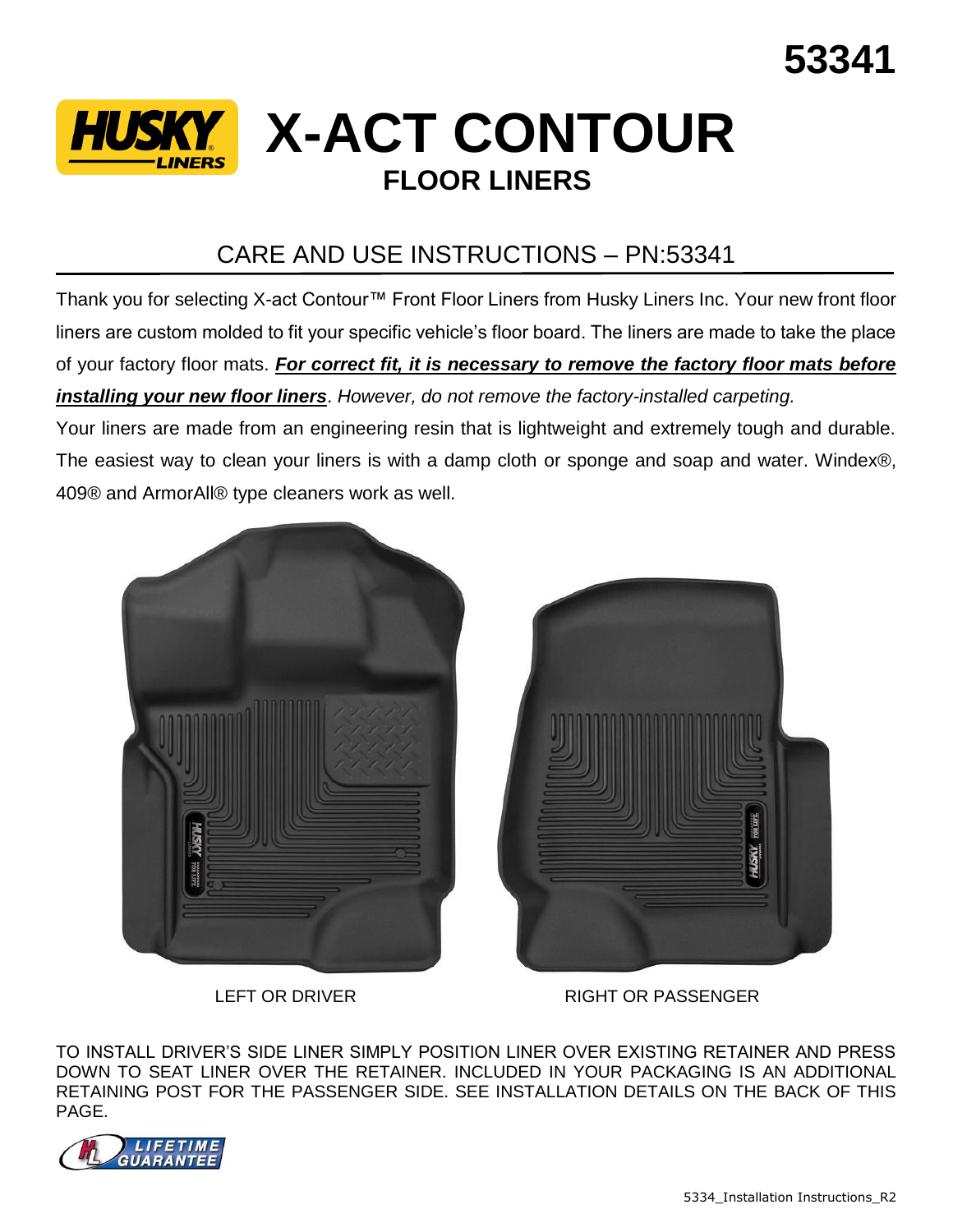# 53341

# X-ACT CONTOUR

## FLOOR LINERS

## CARE AND USE INSTRUCTIONS – PN:53341

Thank you for selecting X-act Contour™ Front Floor Liners from Husky Liners Inc. Your new front floor liners are custom molded to fit your specific vehicle's floor board. The liners are made to take the place of your factory floor mats. ***For correct fit, it is necessary to remove the factory floor mats before installing your new floor liners***. *However, do not remove the factory-installed carpeting.*

Your liners are made from an engineering resin that is lightweight and extremely tough and durable. The easiest way to clean your liners is with a damp cloth or sponge and soap and water. Windex®, 409® and ArmorAll® type cleaners work as well.

LEFT OR DRIVER

RIGHT OR PASSENGER

TO INSTALL DRIVER'S SIDE LINER SIMPLY POSITION LINER OVER EXISTING RETAINER AND PRESS DOWN TO SEAT LINER OVER THE RETAINER. INCLUDED IN YOUR PACKAGING IS AN ADDITIONAL RETAINING POST FOR THE PASSENGER SIDE. SEE INSTALLATION DETAILS ON THE BACK OF THIS PAGE.

LIFETIME GUARANTEE

5334_Installation Instructions_R2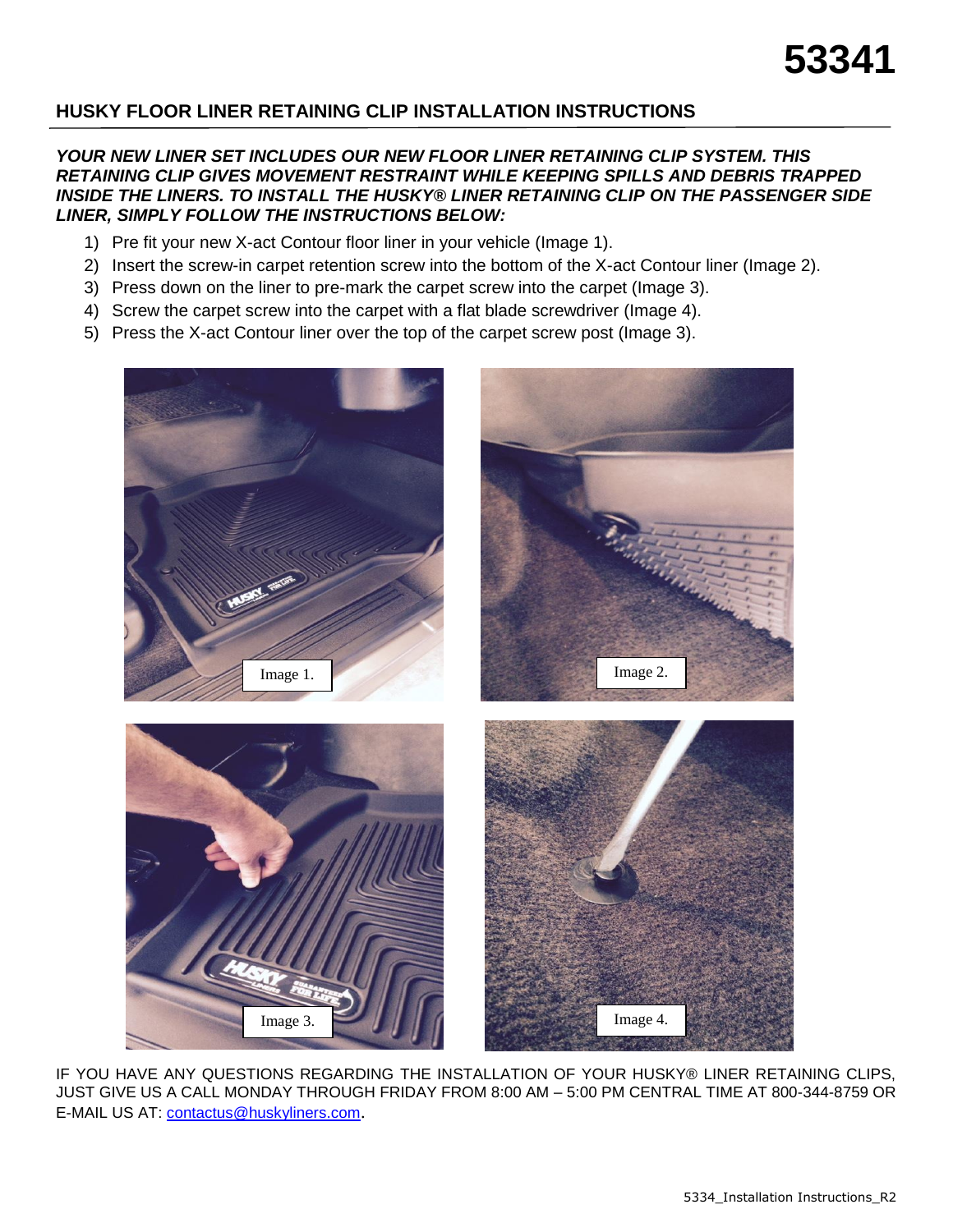# 53341

## HUSKY FLOOR LINER RETAINING CLIP INSTALLATION INSTRUCTIONS

***YOUR NEW LINER SET INCLUDES OUR NEW FLOOR LINER RETAINING CLIP SYSTEM. THIS RETAINING CLIP GIVES MOVEMENT RESTRAINT WHILE KEEPING SPILLS AND DEBRIS TRAPPED INSIDE THE LINERS. TO INSTALL THE HUSKY® LINER RETAINING CLIP ON THE PASSENGER SIDE LINER, SIMPLY FOLLOW THE INSTRUCTIONS BELOW:***

1) Pre fit your new X-act Contour floor liner in your vehicle (Image 1).
2) Insert the screw-in carpet retention screw into the bottom of the X-act Contour liner (Image 2).
3) Press down on the liner to pre-mark the carpet screw into the carpet (Image 3).
4) Screw the carpet screw into the carpet with a flat blade screwdriver (Image 4).
5) Press the X-act Contour liner over the top of the carpet screw post (Image 3).

Image 1.

Image 2.

Image 3.

Image 4.

IF YOU HAVE ANY QUESTIONS REGARDING THE INSTALLATION OF YOUR HUSKY® LINER RETAINING CLIPS, JUST GIVE US A CALL MONDAY THROUGH FRIDAY FROM 8:00 AM – 5:00 PM CENTRAL TIME AT 800-344-8759 OR E-MAIL US AT: contactus@huskyliners.com.

5334_Installation Instructions_R2